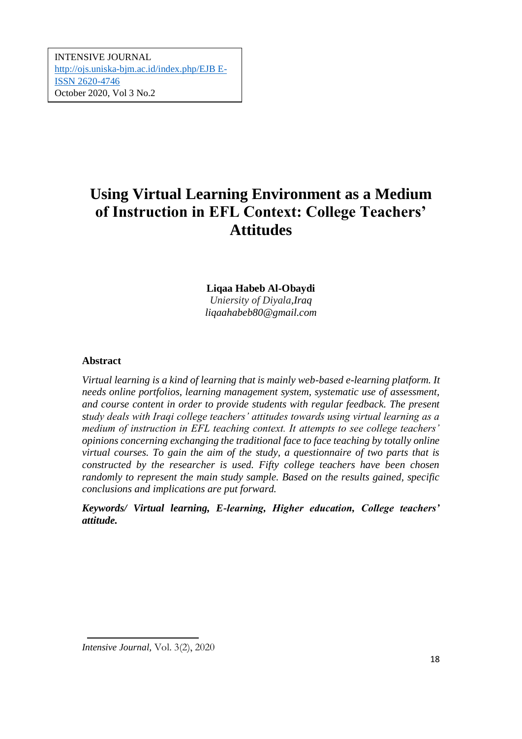INTENSIVE JOURNAL
http://ojs.uniska-bjm.ac.id/index.php/EJB E-ISSN 2620-4746
October 2020, Vol 3 No.2

# Using Virtual Learning Environment as a Medium of Instruction in EFL Context: College Teachers' Attitudes

**Liqaa Habeb Al-Obaydi**
*Uniersity of Diyala,Iraq*
*liqaahabeb80@gmail.com*

## Abstract

*Virtual learning is a kind of learning that is mainly web-based e-learning platform. It needs online portfolios, learning management system, systematic use of assessment, and course content in order to provide students with regular feedback. The present study deals with Iraqi college teachers' attitudes towards using virtual learning as a medium of instruction in EFL teaching context. It attempts to see college teachers' opinions concerning exchanging the traditional face to face teaching by totally online virtual courses. To gain the aim of the study, a questionnaire of two parts that is constructed by the researcher is used. Fifty college teachers have been chosen randomly to represent the main study sample. Based on the results gained, specific conclusions and implications are put forward.*

***Keywords/ Virtual learning, E-learning, Higher education, College teachers' attitude.***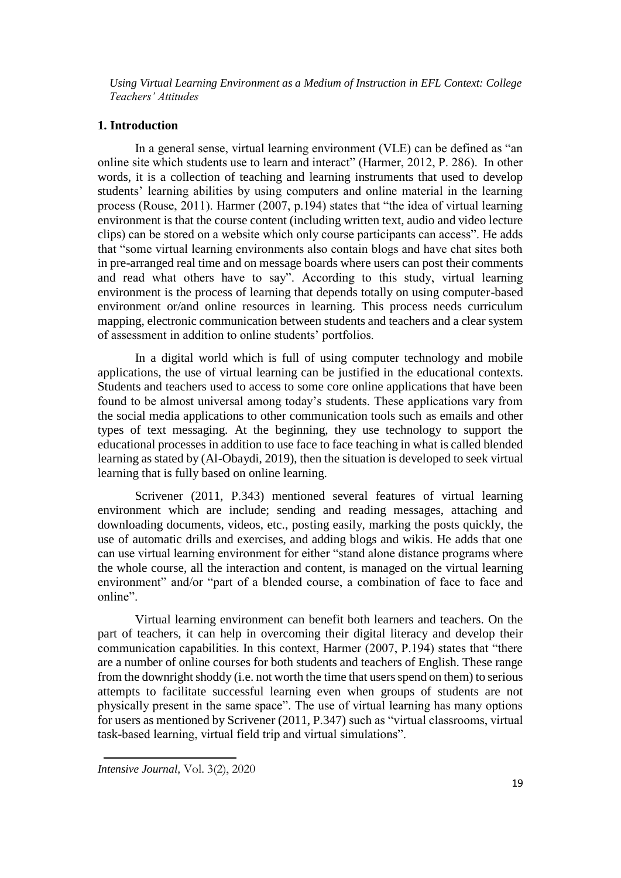## 1. Introduction

In a general sense, virtual learning environment (VLE) can be defined as "an online site which students use to learn and interact" (Harmer, 2012, P. 286). In other words, it is a collection of teaching and learning instruments that used to develop students' learning abilities by using computers and online material in the learning process (Rouse, 2011). Harmer (2007, p.194) states that "the idea of virtual learning environment is that the course content (including written text, audio and video lecture clips) can be stored on a website which only course participants can access". He adds that "some virtual learning environments also contain blogs and have chat sites both in pre-arranged real time and on message boards where users can post their comments and read what others have to say". According to this study, virtual learning environment is the process of learning that depends totally on using computer-based environment or/and online resources in learning. This process needs curriculum mapping, electronic communication between students and teachers and a clear system of assessment in addition to online students' portfolios.

In a digital world which is full of using computer technology and mobile applications, the use of virtual learning can be justified in the educational contexts. Students and teachers used to access to some core online applications that have been found to be almost universal among today's students. These applications vary from the social media applications to other communication tools such as emails and other types of text messaging. At the beginning, they use technology to support the educational processes in addition to use face to face teaching in what is called blended learning as stated by (Al-Obaydi, 2019), then the situation is developed to seek virtual learning that is fully based on online learning.

Scrivener (2011, P.343) mentioned several features of virtual learning environment which are include; sending and reading messages, attaching and downloading documents, videos, etc., posting easily, marking the posts quickly, the use of automatic drills and exercises, and adding blogs and wikis. He adds that one can use virtual learning environment for either "stand alone distance programs where the whole course, all the interaction and content, is managed on the virtual learning environment" and/or "part of a blended course, a combination of face to face and online".

Virtual learning environment can benefit both learners and teachers. On the part of teachers, it can help in overcoming their digital literacy and develop their communication capabilities. In this context, Harmer (2007, P.194) states that "there are a number of online courses for both students and teachers of English. These range from the downright shoddy (i.e. not worth the time that users spend on them) to serious attempts to facilitate successful learning even when groups of students are not physically present in the same space". The use of virtual learning has many options for users as mentioned by Scrivener (2011, P.347) such as "virtual classrooms, virtual task-based learning, virtual field trip and virtual simulations".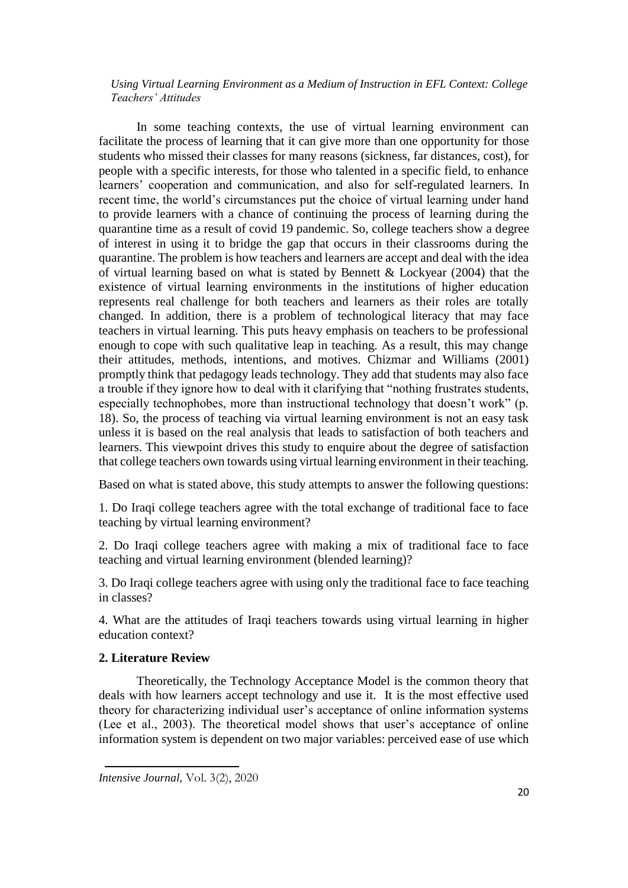In some teaching contexts, the use of virtual learning environment can facilitate the process of learning that it can give more than one opportunity for those students who missed their classes for many reasons (sickness, far distances, cost), for people with a specific interests, for those who talented in a specific field, to enhance learners' cooperation and communication, and also for self-regulated learners. In recent time, the world's circumstances put the choice of virtual learning under hand to provide learners with a chance of continuing the process of learning during the quarantine time as a result of covid 19 pandemic. So, college teachers show a degree of interest in using it to bridge the gap that occurs in their classrooms during the quarantine. The problem is how teachers and learners are accept and deal with the idea of virtual learning based on what is stated by Bennett & Lockyear (2004) that the existence of virtual learning environments in the institutions of higher education represents real challenge for both teachers and learners as their roles are totally changed. In addition, there is a problem of technological literacy that may face teachers in virtual learning. This puts heavy emphasis on teachers to be professional enough to cope with such qualitative leap in teaching. As a result, this may change their attitudes, methods, intentions, and motives. Chizmar and Williams (2001) promptly think that pedagogy leads technology. They add that students may also face a trouble if they ignore how to deal with it clarifying that "nothing frustrates students, especially technophobes, more than instructional technology that doesn't work" (p. 18). So, the process of teaching via virtual learning environment is not an easy task unless it is based on the real analysis that leads to satisfaction of both teachers and learners. This viewpoint drives this study to enquire about the degree of satisfaction that college teachers own towards using virtual learning environment in their teaching.

Based on what is stated above, this study attempts to answer the following questions:

1. Do Iraqi college teachers agree with the total exchange of traditional face to face teaching by virtual learning environment?

2. Do Iraqi college teachers agree with making a mix of traditional face to face teaching and virtual learning environment (blended learning)?

3. Do Iraqi college teachers agree with using only the traditional face to face teaching in classes?

4. What are the attitudes of Iraqi teachers towards using virtual learning in higher education context?

## 2. Literature Review

Theoretically, the Technology Acceptance Model is the common theory that deals with how learners accept technology and use it. It is the most effective used theory for characterizing individual user's acceptance of online information systems (Lee et al., 2003). The theoretical model shows that user's acceptance of online information system is dependent on two major variables: perceived ease of use which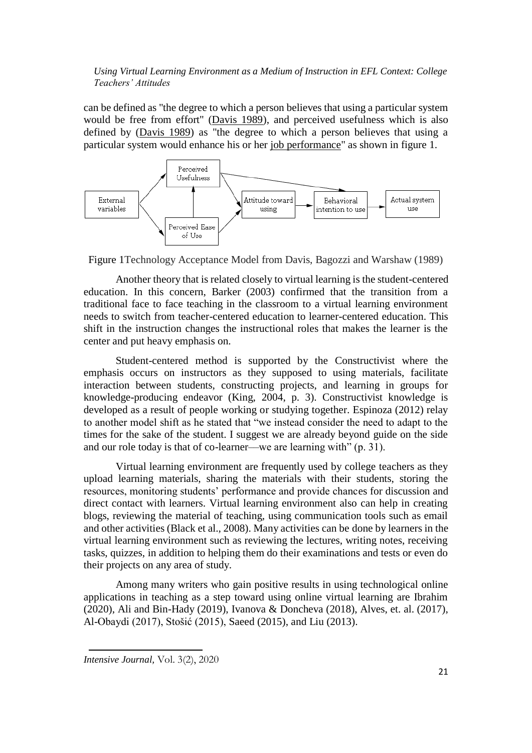can be defined as "the degree to which a person believes that using a particular system would be free from effort" (Davis 1989), and perceived usefulness which is also defined by (Davis 1989) as "the degree to which a person believes that using a particular system would enhance his or her job performance" as shown in figure 1.

Figure 1Technology Acceptance Model from Davis, Bagozzi and Warshaw (1989)

Another theory that is related closely to virtual learning is the student-centered education. In this concern, Barker (2003) confirmed that the transition from a traditional face to face teaching in the classroom to a virtual learning environment needs to switch from teacher-centered education to learner-centered education. This shift in the instruction changes the instructional roles that makes the learner is the center and put heavy emphasis on.

Student-centered method is supported by the Constructivist where the emphasis occurs on instructors as they supposed to using materials, facilitate interaction between students, constructing projects, and learning in groups for knowledge-producing endeavor (King, 2004, p. 3). Constructivist knowledge is developed as a result of people working or studying together. Espinoza (2012) relay to another model shift as he stated that "we instead consider the need to adapt to the times for the sake of the student. I suggest we are already beyond guide on the side and our role today is that of co-learner—we are learning with" (p. 31).

Virtual learning environment are frequently used by college teachers as they upload learning materials, sharing the materials with their students, storing the resources, monitoring students' performance and provide chances for discussion and direct contact with learners. Virtual learning environment also can help in creating blogs, reviewing the material of teaching, using communication tools such as email and other activities (Black et al., 2008). Many activities can be done by learners in the virtual learning environment such as reviewing the lectures, writing notes, receiving tasks, quizzes, in addition to helping them do their examinations and tests or even do their projects on any area of study.

Among many writers who gain positive results in using technological online applications in teaching as a step toward using online virtual learning are Ibrahim (2020), Ali and Bin-Hady (2019), Ivanova & Doncheva (2018), Alves, et. al. (2017), Al-Obaydi (2017), Stošić (2015), Saeed (2015), and Liu (2013).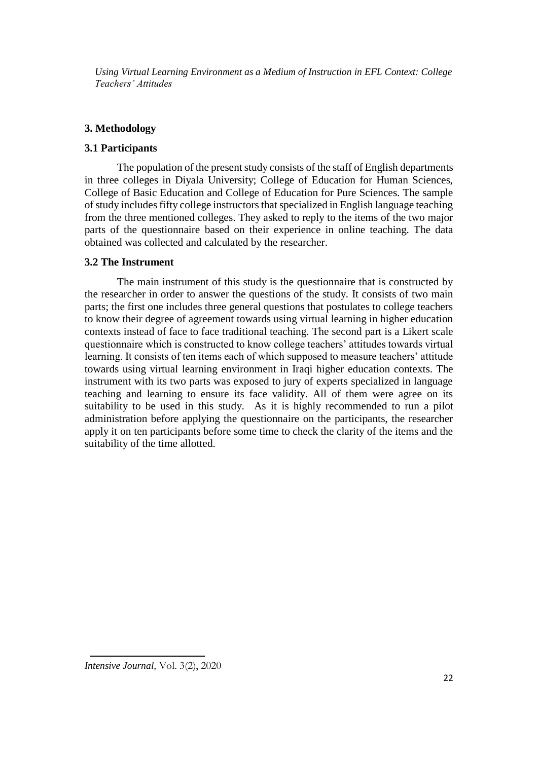## 3. Methodology

### 3.1 Participants

The population of the present study consists of the staff of English departments in three colleges in Diyala University; College of Education for Human Sciences, College of Basic Education and College of Education for Pure Sciences. The sample of study includes fifty college instructors that specialized in English language teaching from the three mentioned colleges. They asked to reply to the items of the two major parts of the questionnaire based on their experience in online teaching. The data obtained was collected and calculated by the researcher.

### 3.2 The Instrument

The main instrument of this study is the questionnaire that is constructed by the researcher in order to answer the questions of the study. It consists of two main parts; the first one includes three general questions that postulates to college teachers to know their degree of agreement towards using virtual learning in higher education contexts instead of face to face traditional teaching. The second part is a Likert scale questionnaire which is constructed to know college teachers' attitudes towards virtual learning. It consists of ten items each of which supposed to measure teachers' attitude towards using virtual learning environment in Iraqi higher education contexts. The instrument with its two parts was exposed to jury of experts specialized in language teaching and learning to ensure its face validity. All of them were agree on its suitability to be used in this study. As it is highly recommended to run a pilot administration before applying the questionnaire on the participants, the researcher apply it on ten participants before some time to check the clarity of the items and the suitability of the time allotted.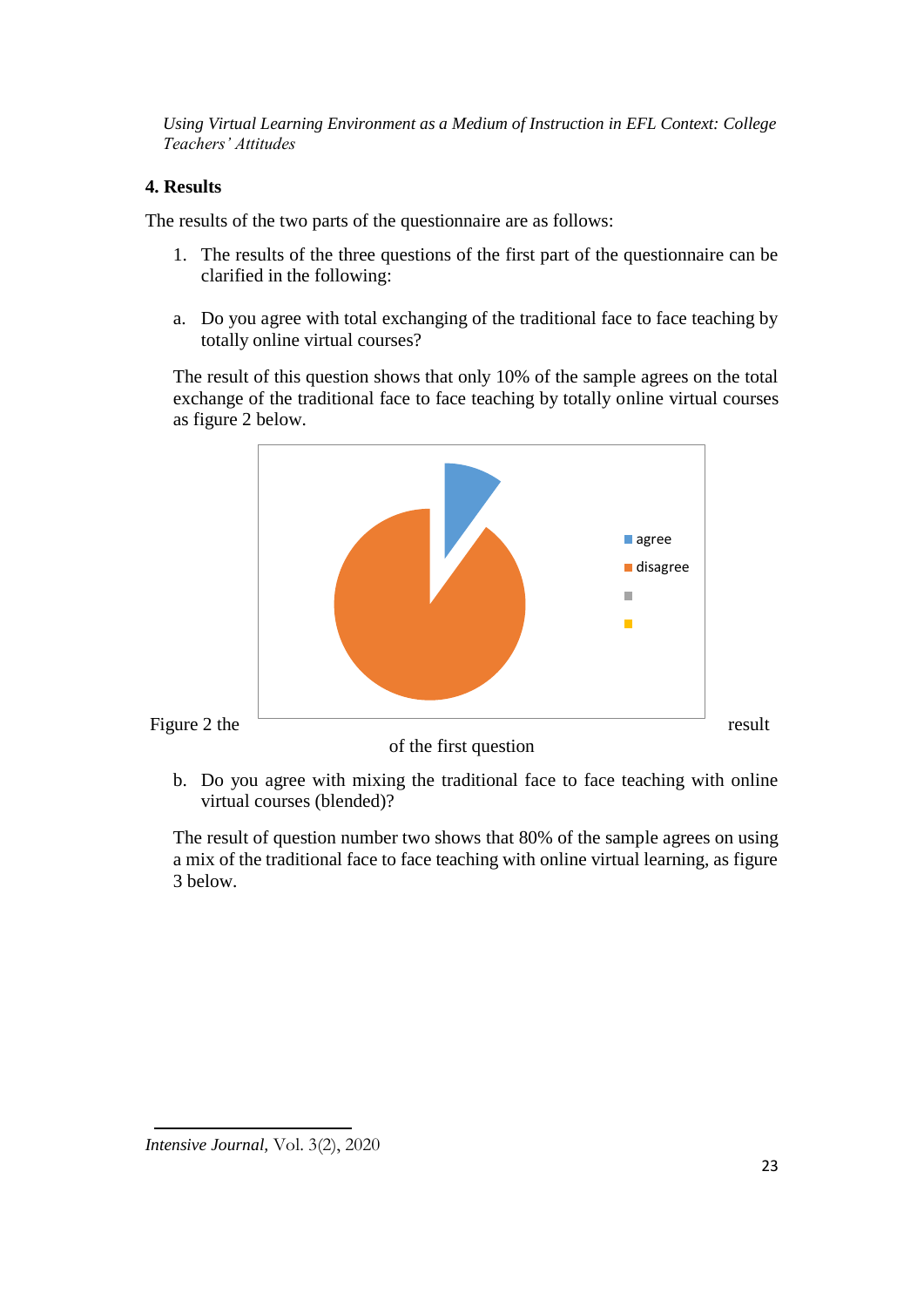## 4. Results

The results of the two parts of the questionnaire are as follows:

1. The results of the three questions of the first part of the questionnaire can be clarified in the following:

a. Do you agree with total exchanging of the traditional face to face teaching by totally online virtual courses?

The result of this question shows that only 10% of the sample agrees on the total exchange of the traditional face to face teaching by totally online virtual courses as figure 2 below.

Figure 2 the result of the first question

b. Do you agree with mixing the traditional face to face teaching with online virtual courses (blended)?

The result of question number two shows that 80% of the sample agrees on using a mix of the traditional face to face teaching with online virtual learning, as figure 3 below.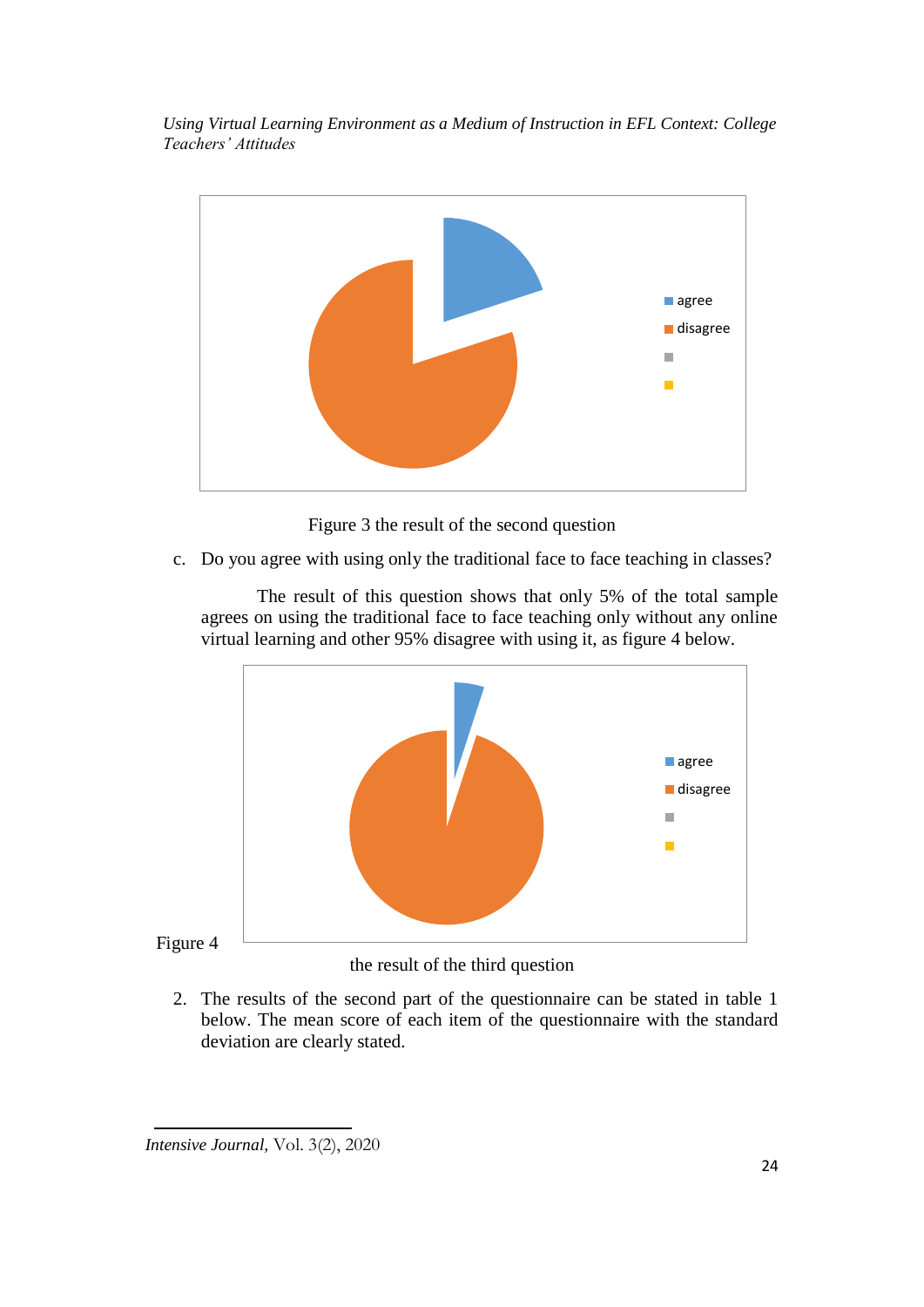Figure 3 the result of the second question

c. Do you agree with using only the traditional face to face teaching in classes?

The result of this question shows that only 5% of the total sample agrees on using the traditional face to face teaching only without any online virtual learning and other 95% disagree with using it, as figure 4 below.

Figure 4 the result of the third question

2. The results of the second part of the questionnaire can be stated in table 1 below. The mean score of each item of the questionnaire with the standard deviation are clearly stated.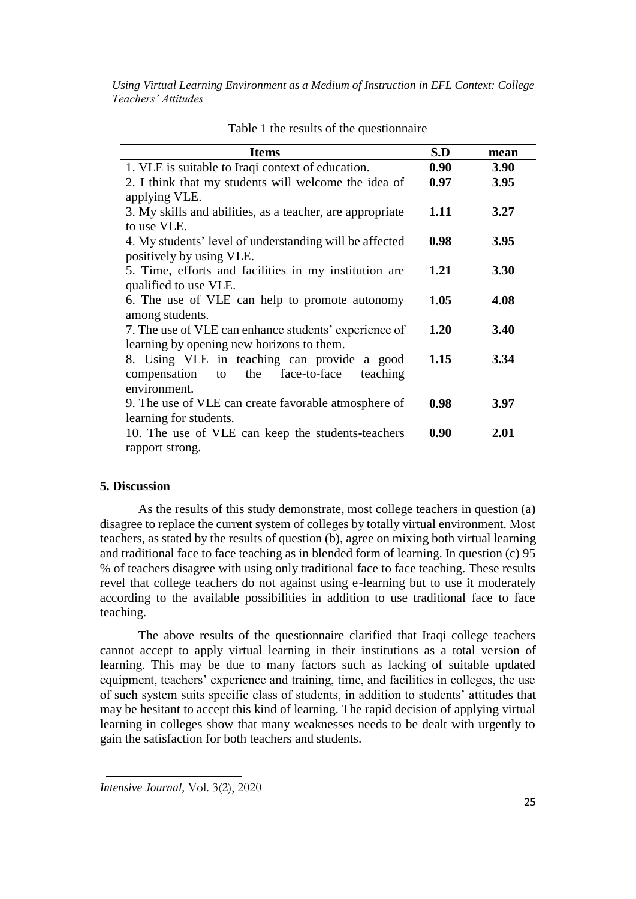Table 1 the results of the questionnaire

| Items | S.D | mean |
|---|---|---|
| 1. VLE is suitable to Iraqi context of education. | **0.90** | **3.90** |
| 2. I think that my students will welcome the idea of applying VLE. | **0.97** | **3.95** |
| 3. My skills and abilities, as a teacher, are appropriate to use VLE. | **1.11** | **3.27** |
| 4. My students' level of understanding will be affected positively by using VLE. | **0.98** | **3.95** |
| 5. Time, efforts and facilities in my institution are qualified to use VLE. | **1.21** | **3.30** |
| 6. The use of VLE can help to promote autonomy among students. | **1.05** | **4.08** |
| 7. The use of VLE can enhance students' experience of learning by opening new horizons to them. | **1.20** | **3.40** |
| 8. Using VLE in teaching can provide a good compensation to the face-to-face teaching environment. | **1.15** | **3.34** |
| 9. The use of VLE can create favorable atmosphere of learning for students. | **0.98** | **3.97** |
| 10. The use of VLE can keep the students-teachers rapport strong. | **0.90** | **2.01** |

## 5. Discussion

As the results of this study demonstrate, most college teachers in question (a) disagree to replace the current system of colleges by totally virtual environment. Most teachers, as stated by the results of question (b), agree on mixing both virtual learning and traditional face to face teaching as in blended form of learning. In question (c) 95 % of teachers disagree with using only traditional face to face teaching. These results revel that college teachers do not against using e-learning but to use it moderately according to the available possibilities in addition to use traditional face to face teaching.

The above results of the questionnaire clarified that Iraqi college teachers cannot accept to apply virtual learning in their institutions as a total version of learning. This may be due to many factors such as lacking of suitable updated equipment, teachers' experience and training, time, and facilities in colleges, the use of such system suits specific class of students, in addition to students' attitudes that may be hesitant to accept this kind of learning. The rapid decision of applying virtual learning in colleges show that many weaknesses needs to be dealt with urgently to gain the satisfaction for both teachers and students.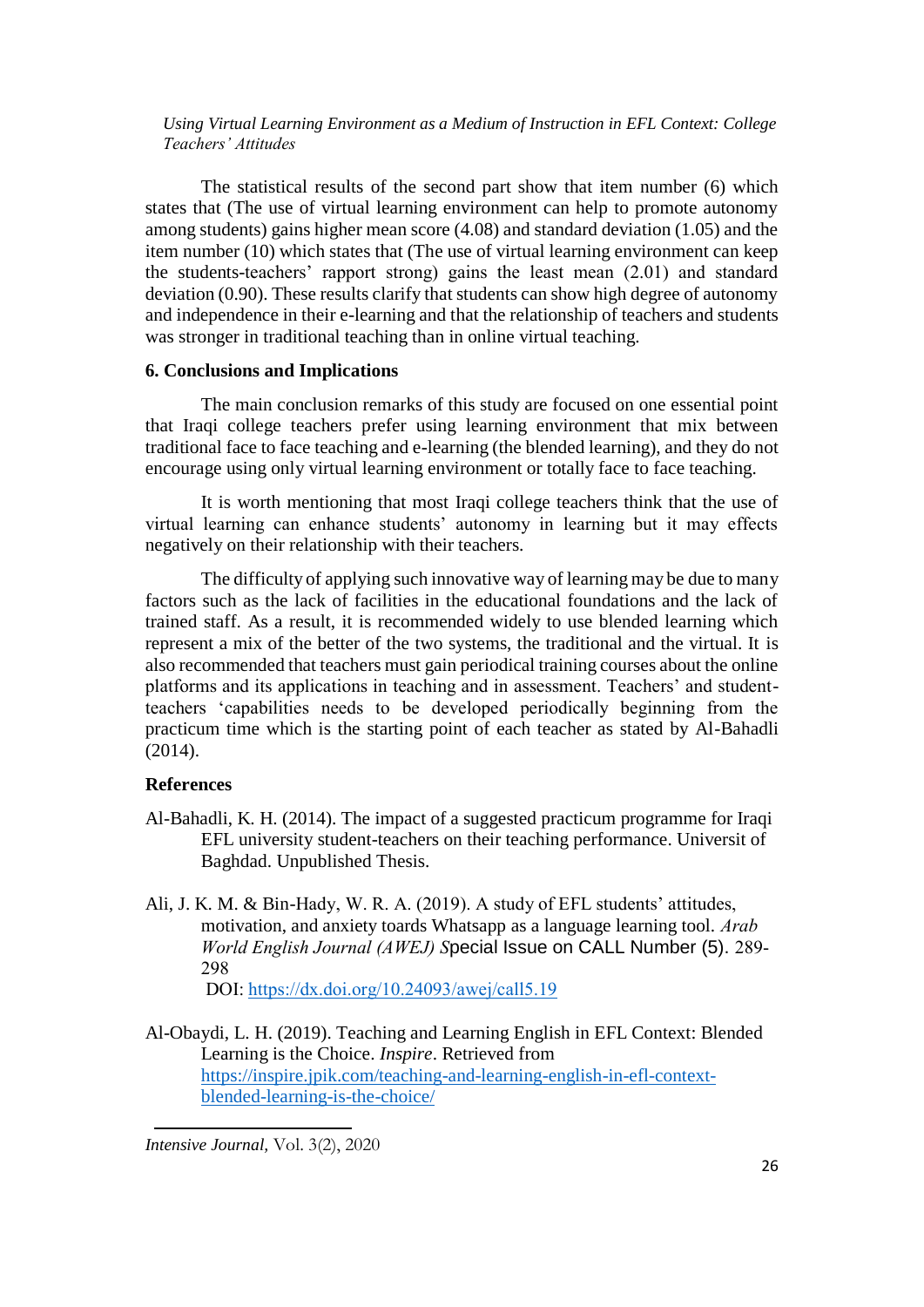The statistical results of the second part show that item number (6) which states that (The use of virtual learning environment can help to promote autonomy among students) gains higher mean score (4.08) and standard deviation (1.05) and the item number (10) which states that (The use of virtual learning environment can keep the students-teachers' rapport strong) gains the least mean (2.01) and standard deviation (0.90). These results clarify that students can show high degree of autonomy and independence in their e-learning and that the relationship of teachers and students was stronger in traditional teaching than in online virtual teaching.

## 6. Conclusions and Implications

The main conclusion remarks of this study are focused on one essential point that Iraqi college teachers prefer using learning environment that mix between traditional face to face teaching and e-learning (the blended learning), and they do not encourage using only virtual learning environment or totally face to face teaching.

It is worth mentioning that most Iraqi college teachers think that the use of virtual learning can enhance students' autonomy in learning but it may effects negatively on their relationship with their teachers.

The difficulty of applying such innovative way of learning may be due to many factors such as the lack of facilities in the educational foundations and the lack of trained staff. As a result, it is recommended widely to use blended learning which represent a mix of the better of the two systems, the traditional and the virtual. It is also recommended that teachers must gain periodical training courses about the online platforms and its applications in teaching and in assessment. Teachers' and student-teachers 'capabilities needs to be developed periodically beginning from the practicum time which is the starting point of each teacher as stated by Al-Bahadli (2014).

## References

Al-Bahadli, K. H. (2014). The impact of a suggested practicum programme for Iraqi EFL university student-teachers on their teaching performance. Universit of Baghdad. Unpublished Thesis.

Ali, J. K. M. & Bin-Hady, W. R. A. (2019). A study of EFL students' attitudes, motivation, and anxiety toards Whatsapp as a language learning tool. *Arab World English Journal (AWEJ) S*pecial Issue on CALL Number (5). 289-298
DOI: https://dx.doi.org/10.24093/awej/call5.19

Al-Obaydi, L. H. (2019). Teaching and Learning English in EFL Context: Blended Learning is the Choice. *Inspire*. Retrieved from https://inspire.jpik.com/teaching-and-learning-english-in-efl-context-blended-learning-is-the-choice/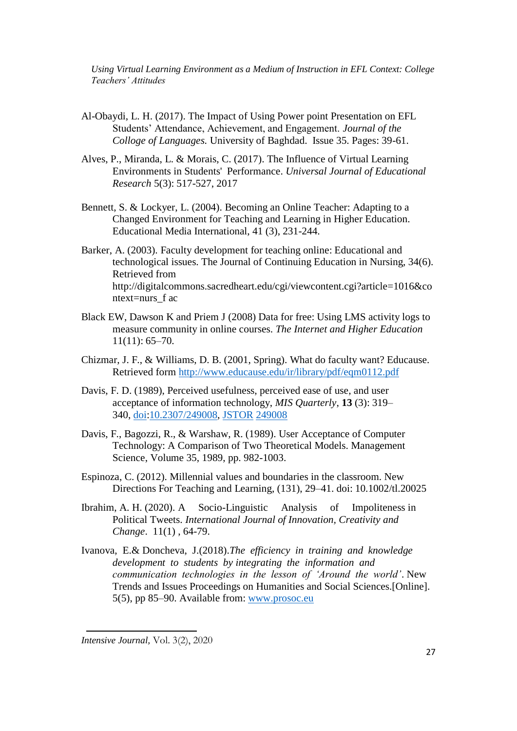Al-Obaydi, L. H. (2017). The Impact of Using Power point Presentation on EFL Students' Attendance, Achievement, and Engagement. *Journal of the Collоge of Languages.* University of Baghdad. Issue 35. Pages: 39-61.

Alves, P., Miranda, L. & Morais, C. (2017). The Influence of Virtual Learning Environments in Students' Performance. *Universal Journal of Educational Research* 5(3): 517-527, 2017

Bennett, S. & Lockyer, L. (2004). Becoming an Online Teacher: Adapting to a Changed Environment for Teaching and Learning in Higher Education. Educational Media International, 41 (3), 231-244.

Barker, A. (2003). Faculty development for teaching online: Educational and technological issues. The Journal of Continuing Education in Nursing, 34(6). Retrieved from http://digitalcommons.sacredheart.edu/cgi/viewcontent.cgi?article=1016&context=nurs_f ac

Black EW, Dawson K and Priem J (2008) Data for free: Using LMS activity logs to measure community in online courses. *The Internet and Higher Education* 11(11): 65–70.

Chizmar, J. F., & Williams, D. B. (2001, Spring). What do faculty want? Educause. Retrieved form http://www.educause.edu/ir/library/pdf/eqm0112.pdf

Davis, F. D. (1989), Perceived usefulness, perceived ease of use, and user acceptance of information technology, *MIS Quarterly*, **13** (3): 319–340, doi:10.2307/249008, JSTOR 249008

Davis, F., Bagozzi, R., & Warshaw, R. (1989). User Acceptance of Computer Technology: A Comparison of Two Theoretical Models. Management Science, Volume 35, 1989, pp. 982-1003.

Espinoza, C. (2012). Millennial values and boundaries in the classroom. New Directions For Teaching and Learning, (131), 29–41. doi: 10.1002/tl.20025

Ibrahim, A. H. (2020). A Socio-Linguistic Analysis of Impoliteness in Political Tweets. *International Journal of Innovation, Creativity and Change*. 11(1) , 64-79.

Ivanova, E.& Doncheva, J.(2018).*The efficiency in training and knowledge development to students by integrating the information and communication technologies in the lesson of 'Around the world'*. New Trends and Issues Proceedings on Humanities and Social Sciences.[Online]. 5(5), pp 85–90. Available from: www.prosoc.eu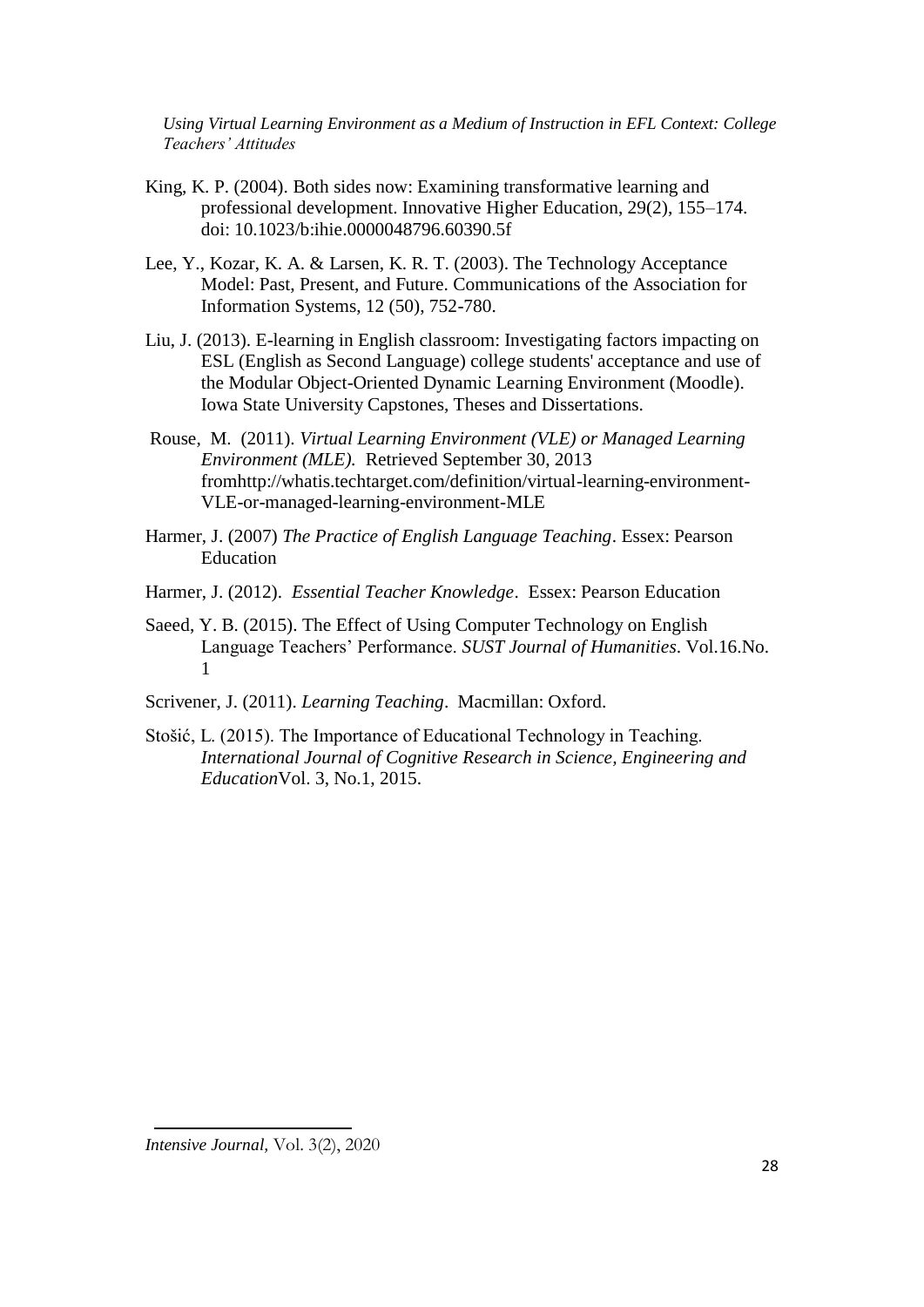King, K. P. (2004). Both sides now: Examining transformative learning and professional development. Innovative Higher Education, 29(2), 155–174. doi: 10.1023/b:ihie.0000048796.60390.5f

Lee, Y., Kozar, K. A. & Larsen, K. R. T. (2003). The Technology Acceptance Model: Past, Present, and Future. Communications of the Association for Information Systems, 12 (50), 752-780.

Liu, J. (2013). E-learning in English classroom: Investigating factors impacting on ESL (English as Second Language) college students' acceptance and use of the Modular Object-Oriented Dynamic Learning Environment (Moodle). Iowa State University Capstones, Theses and Dissertations.

Rouse, M. (2011). *Virtual Learning Environment (VLE) or Managed Learning Environment (MLE).* Retrieved September 30, 2013 fromhttp://whatis.techtarget.com/definition/virtual-learning-environment-VLE-or-managed-learning-environment-MLE

Harmer, J. (2007) *The Practice of English Language Teaching*. Essex: Pearson Education

Harmer, J. (2012). *Essential Teacher Knowledge*. Essex: Pearson Education

Saeed, Y. B. (2015). The Effect of Using Computer Technology on English Language Teachers' Performance. *SUST Journal of Humanities*. Vol.16.No. 1

Scrivener, J. (2011). *Learning Teaching*. Macmillan: Oxford.

Stošić, L. (2015). The Importance of Educational Technology in Teaching. *International Journal of Cognitive Research in Science, Engineering and Education*Vol. 3, No.1, 2015.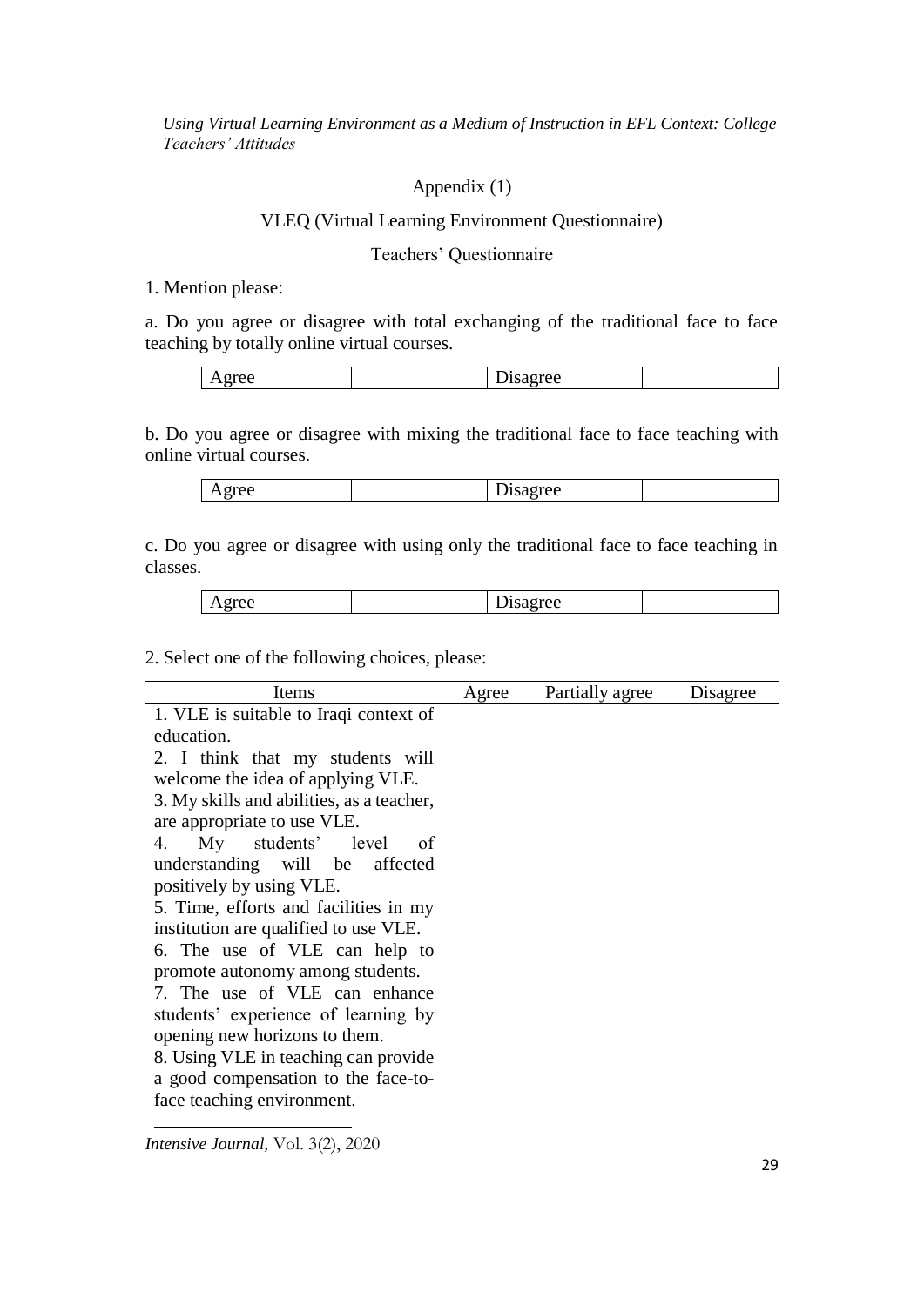## Appendix (1)

### VLEQ (Virtual Learning Environment Questionnaire)

### Teachers' Questionnaire

1. Mention please:

a. Do you agree or disagree with total exchanging of the traditional face to face teaching by totally online virtual courses.

| Agree | | Disagree | |
|---|---|---|---|

b. Do you agree or disagree with mixing the traditional face to face teaching with online virtual courses.

| Agree | | Disagree | |
|---|---|---|---|

c. Do you agree or disagree with using only the traditional face to face teaching in classes.

| Agree | | Disagree | |
|---|---|---|---|

2. Select one of the following choices, please:

| Items | Agree | Partially agree | Disagree |
|---|---|---|---|
| 1. VLE is suitable to Iraqi context of education. | | | |
| 2. I think that my students will welcome the idea of applying VLE. | | | |
| 3. My skills and abilities, as a teacher, are appropriate to use VLE. | | | |
| 4. My students' level of understanding will be affected positively by using VLE. | | | |
| 5. Time, efforts and facilities in my institution are qualified to use VLE. | | | |
| 6. The use of VLE can help to promote autonomy among students. | | | |
| 7. The use of VLE can enhance students' experience of learning by opening new horizons to them. | | | |
| 8. Using VLE in teaching can provide a good compensation to the face-to-face teaching environment. | | | |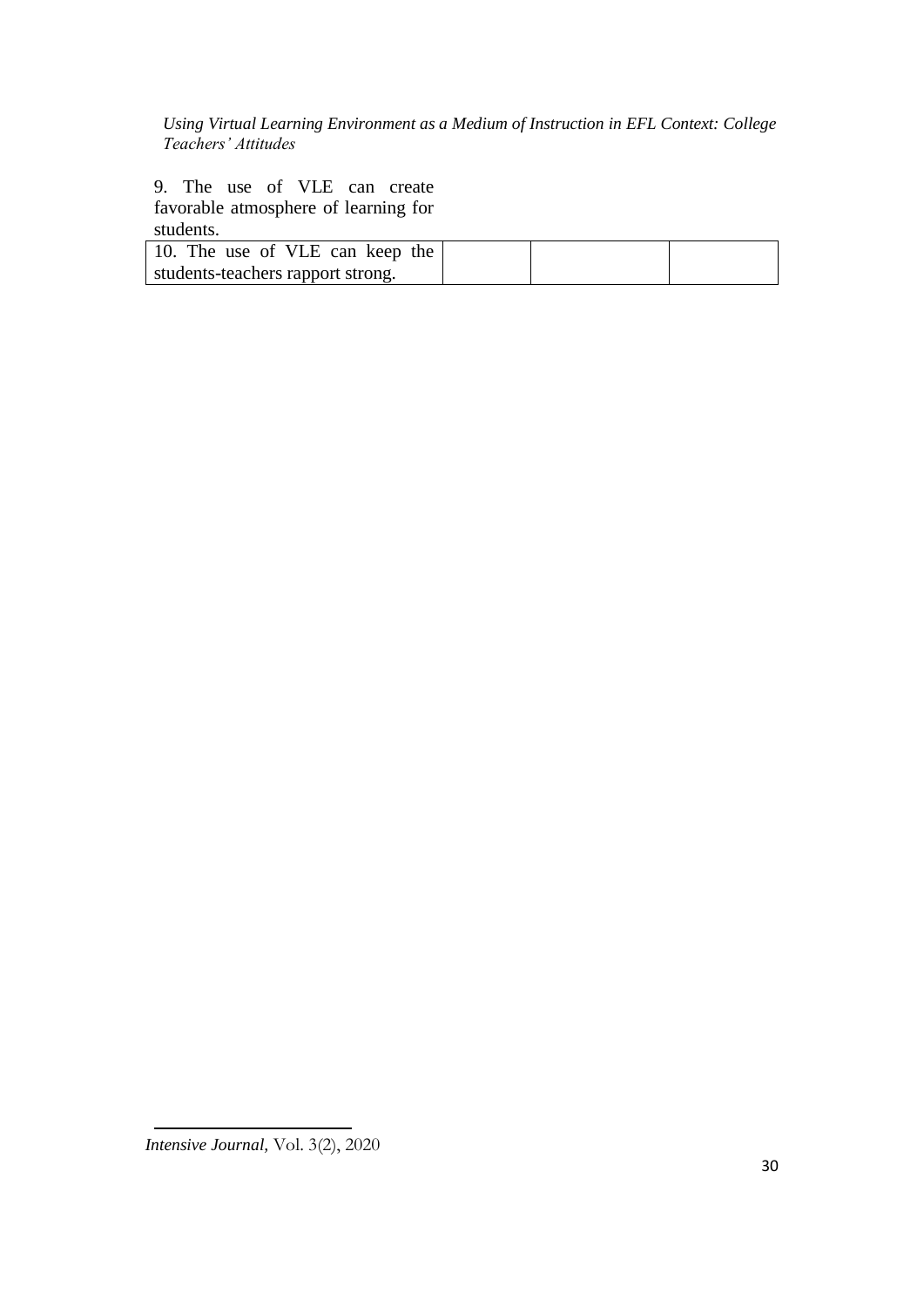| | | | |
|---|---|---|---|
| 9. The use of VLE can create favorable atmosphere of learning for students. | | | |
| 10. The use of VLE can keep the students-teachers rapport strong. | | | |